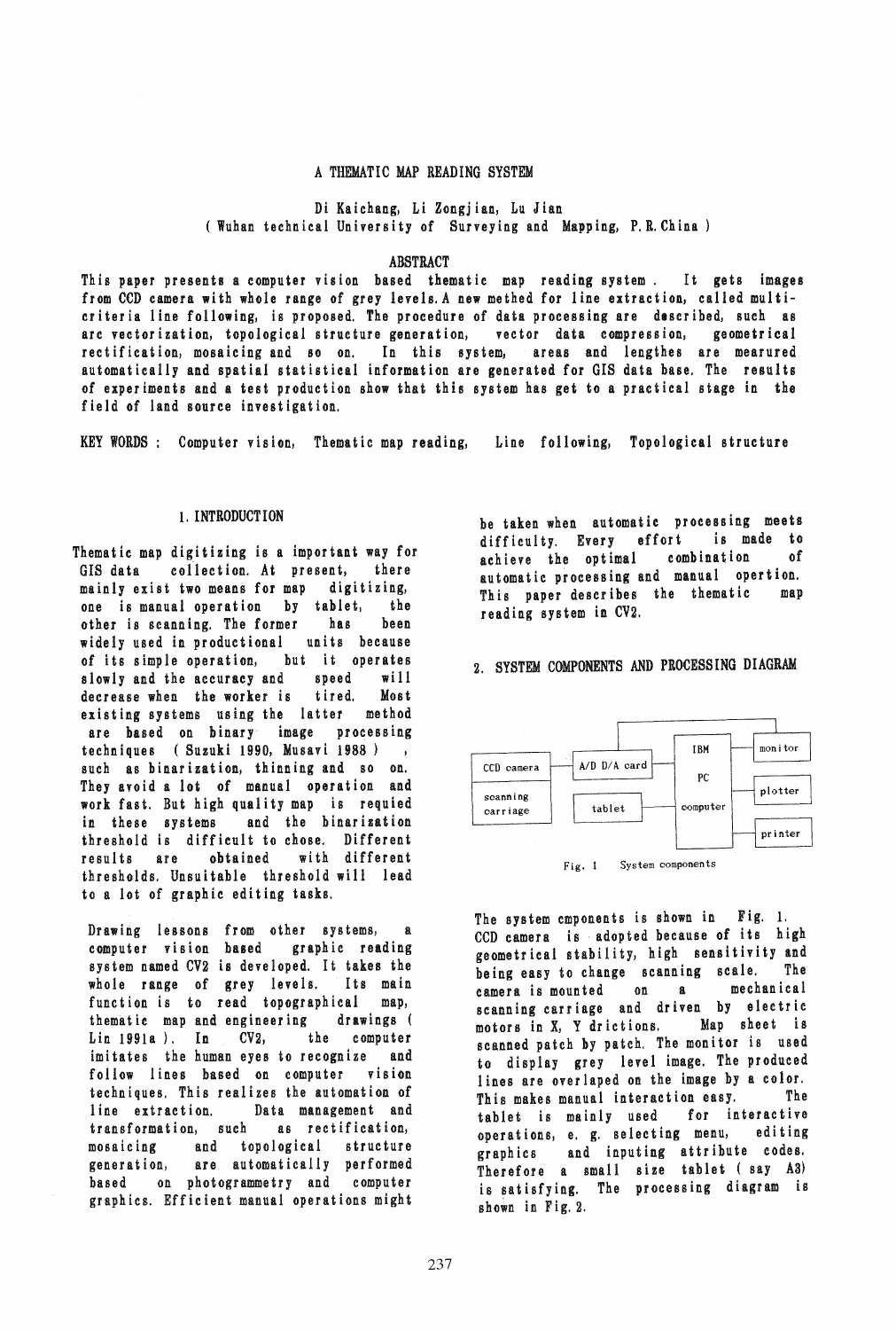# A THEMATIC MAP READING SYSTEM

Di Kaichang, Li Zongjian, Lu Jian
( Wuhan technical University of Surveying and Mapping, P.R.China )

## ABSTRACT

This paper presents a computer vision based thematic map reading system. It gets images from CCD camera with whole range of grey levels. A new methed for line extraction, called multi-criteria line following, is proposed. The procedure of data processing are described, such as arc vectorization, topological structure generation, vector data compression, geometrical rectification, mosaicing and so on. In this system, areas and lengthes are mearured automatically and spatial statistical information are generated for GIS data base. The results of experiments and a test production show that this system has get to a practical stage in the field of land source investigation.

KEY WORDS : Computer vision, Thematic map reading, Line following, Topological structure

## 1. INTRODUCTION

Thematic map digitizing is a important way for GIS data collection. At present, there mainly exist two means for map digitizing, one is manual operation by tablet, the other is scanning. The former has been widely used in productional units because of its simple operation, but it operates slowly and the accuracy and speed will decrease when the worker is tired. Most existing systems using the latter method are based on binary image processing techniques ( Suzuki 1990, Musavi 1988 ) , such as binarization, thinning and so on. They avoid a lot of manual operation and work fast. But high quality map is requied in these systems and the binarization threshold is difficult to chose. Different results are obtained with different thresholds. Unsuitable threshold will lead to a lot of graphic editing tasks.

Drawing lessons from other systems, a computer vision based graphic reading system named CV2 is developed. It takes the whole range of grey levels. Its main function is to read topographical map, thematic map and engineering drawings ( Lin 1991a ). In CV2, the computer imitates the human eyes to recognize and follow lines based on computer vision techniques. This realizes the automation of line extraction. Data management and transformation, such as rectification, mosaicing and topological structure generation, are automatically performed based on photogrammetry and computer graphics. Efficient manual operations might be taken when automatic processing meets difficulty. Every effort is made to achieve the optimal combination of automatic processing and manual opertion. This paper describes the thematic map reading system in CV2.

## 2. SYSTEM COMPONENTS AND PROCESSING DIAGRAM

CCD camera | scanning carriage | A/D D/A card | tablet | IBM PC computer | monitor | plotter | printer

Fig. 1 System components

The system cmponents is shown in Fig. 1. CCD camera is adopted because of its high geometrical stability, high sensitivity and being easy to change scanning scale. The camera is mounted on a mechanical scanning carriage and driven by electric motors in X, Y drictions. Map sheet is scanned patch by patch. The monitor is used to display grey level image. The produced lines are overlaped on the image by a color. This makes manual interaction easy. The tablet is mainly used for interactive operations, e. g. selecting menu, editing graphics and inputing attribute codes. Therefore a small size tablet ( say A3) is satisfying. The processing diagram is shown in Fig. 2.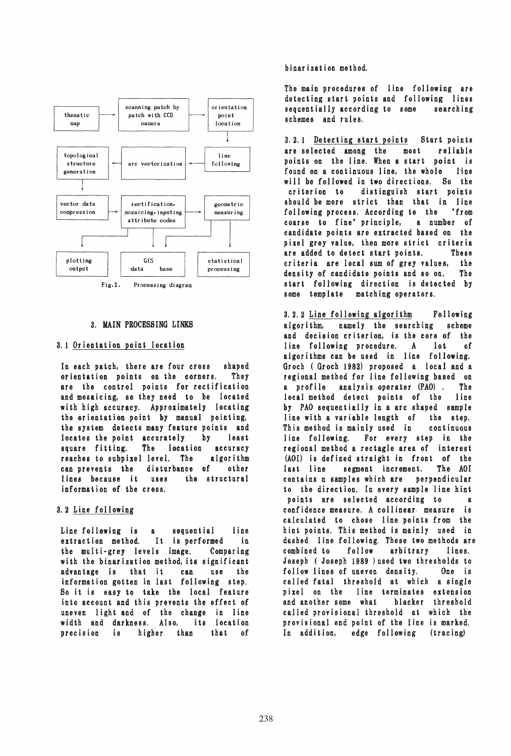Fig.2. Processing diagram

## 3. MAIN PROCESSING LINKS

### 3.1 Orientation point location

In each patch, there are four cross shaped orientation points on the corners. They are the control points for rectification and mosaicing, so they need to be located with high accuracy. Approximately locating the orientation point by manual pointing, the system detects many feature points and locates the point accurately by least square fitting. The location accuracy reaches to subpixel level. The algorithm can prevents the disturbance of other lines because it uses the structural information of the cross.

### 3.2 Line following

Line following is a sequential line extraction method. It is performed in the multi-grey levels image. Comparing with the binarization method, its significant advantage is that it can use the information gotten in last following step. So it is easy to take the local feature into account and this prevents the effect of uneven light and of the change in line width and darkness. Also, its location precision is higher than that of binarization method.

The main procedures of line following are detecting start points and following lines sequentially according to some searching schemes and rules.

3.2.1 Detecting start points Start points are selected among the most reliable points on the line. When a start point is found on a continuous line, the whole line will be followed in two directions. So the criterion to distinguish start points should be more strict than that in line following process. According to the "from coarse to fine" principle, a number of candidate points are extracted based on the pixel grey value, then more strict criteria are added to detect start points. These criteria are local sum of grey values, the density of candidate points and so on. The start following direction is detected by some template matching operators.

3.2.2 Line following algorithm Following algorithm, namely the searching scheme and decision criterion, is the core of the line following procedure. A lot of algorithms can be used in line following. Groch ( Groch 1982) proposed a local and a regional method for line following based on a profile analysis operater (PAO) . The local method detect points of the line by PAO sequentially in a arc shaped sample line with a variable length of the step. This method is mainly used in continuous line following. For every step in the regional method a rectagle area of interest (AOI) is defined straight in front of the last line segment increment. The AOI contains n samples which are perpendicular to the direction. In every sample line hint points are selected according to a confidence measure. A collinear measure is calculated to chose line points from the hint points. This method is mainly used in dashed line following. These two methods are combined to follow arbitrary lines. Joseph ( Joseph 1989 ) used two thresholds to follow lines of uneven density. One is called fatal threshold at which a single pixel on the line terminates extension and another some what blacker threshold called provisional threshold at which the provisional end point of the line is marked. In addition, edge following (tracing)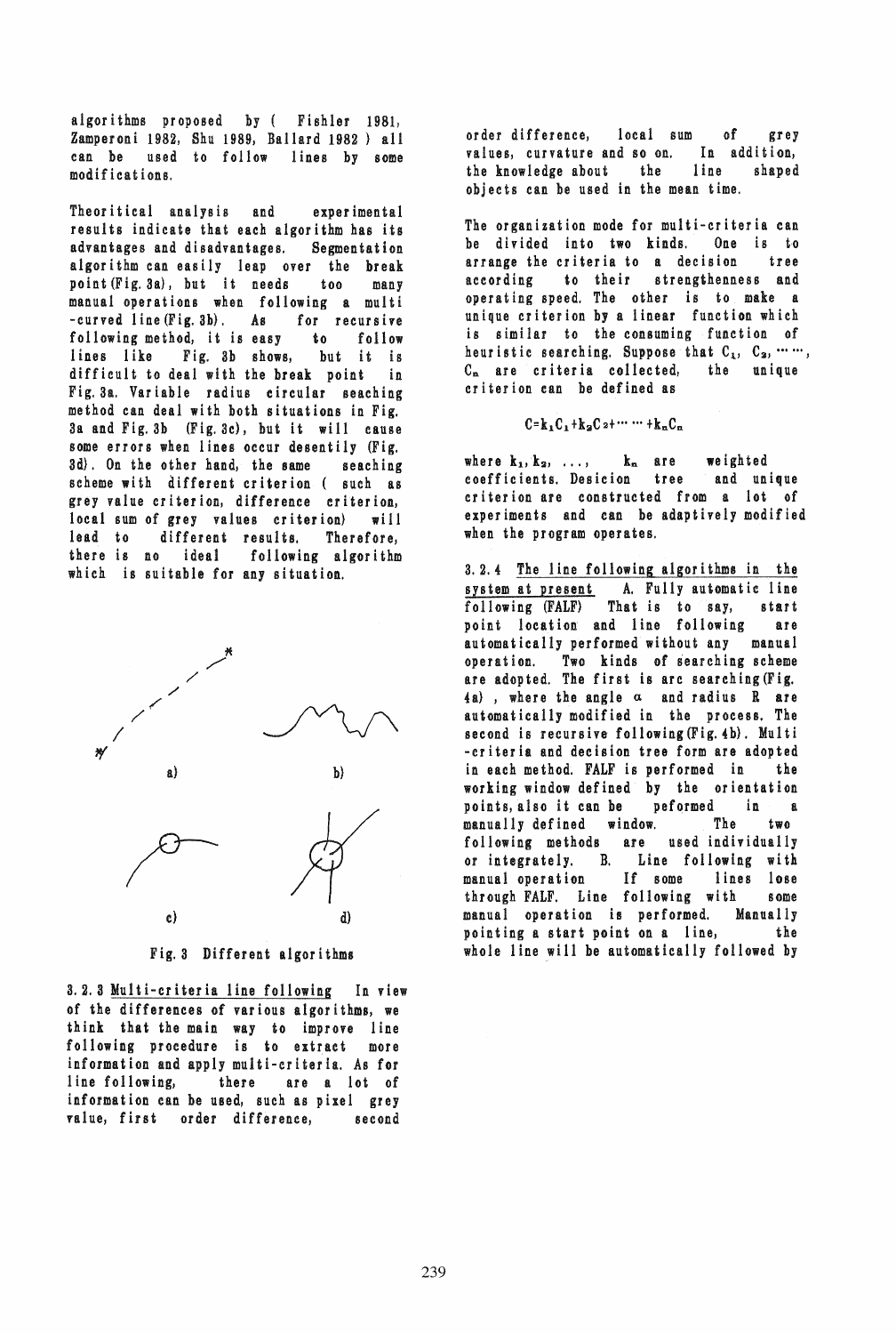algorithms proposed by ( Fishler 1981, Zamperoni 1982, Shu 1989, Ballard 1982 ) all can be used to follow lines by some modifications.

Theoritical analysis and experimental results indicate that each algorithm has its advantages and disadvantages. Segmentation algorithm can easily leap over the break point (Fig. 3a), but it needs too many manual operations when following a multi-curved line (Fig. 3b). As for recursive following method, it is easy to follow lines like Fig. 3b shows, but it is difficult to deal with the break point in Fig. 3a. Variable radius circular seaching method can deal with both situations in Fig. 3a and Fig. 3b (Fig. 3c), but it will cause some errors when lines occur desentily (Fig. 3d). On the other hand, the same seaching scheme with different criterion ( such as grey value criterion, difference criterion, local sum of grey values criterion) will lead to different results. Therefore, there is no ideal following algorithm which is suitable for any situation.

a) b) c) d)

Fig. 3 Different algorithms

3.2.3 Multi-criteria line following In view of the differences of various algorithms, we think that the main way to improve line following procedure is to extract more information and apply multi-criteria. As for line following, there are a lot of information can be used, such as pixel grey value, first order difference, second order difference, local sum of grey values, curvature and so on. In addition, the knowledge about the line shaped objects can be used in the mean time.

The organization mode for multi-criteria can be divided into two kinds. One is to arrange the criteria to a decision tree according to their strengthenness and operating speed. The other is to make a unique criterion by a linear function which is similar to the consuming function of heuristic searching. Suppose that $C_1$, $C_2$, ......, $C_n$ are criteria collected, the unique criterion can be defined as

$$C=k_1C_1+k_2C_2+\cdots\cdots+k_nC_n$$

where $k_1, k_2, \ldots, k_n$ are weighted coefficients. Desicion tree and unique criterion are constructed from a lot of experiments and can be adaptively modified when the program operates.

3.2.4 The line following algorithms in the system at present A. Fully automatic line following (FALF) That is to say, start point location and line following are automatically performed without any manual operation. Two kinds of searching scheme are adopted. The first is arc searching (Fig. 4a), where the angle $\alpha$ and radius R are automatically modified in the process. The second is recursive following (Fig. 4b). Multi-criteria and decision tree form are adopted in each method. FALF is performed in the working window defined by the orientation points, also it can be peformed in a manually defined window. The two following methods are used individually or integrately. B. Line following with manual operation If some lines lose through FALF. Line following with some manual operation is performed. Manually pointing a start point on a line, the whole line will be automatically followed by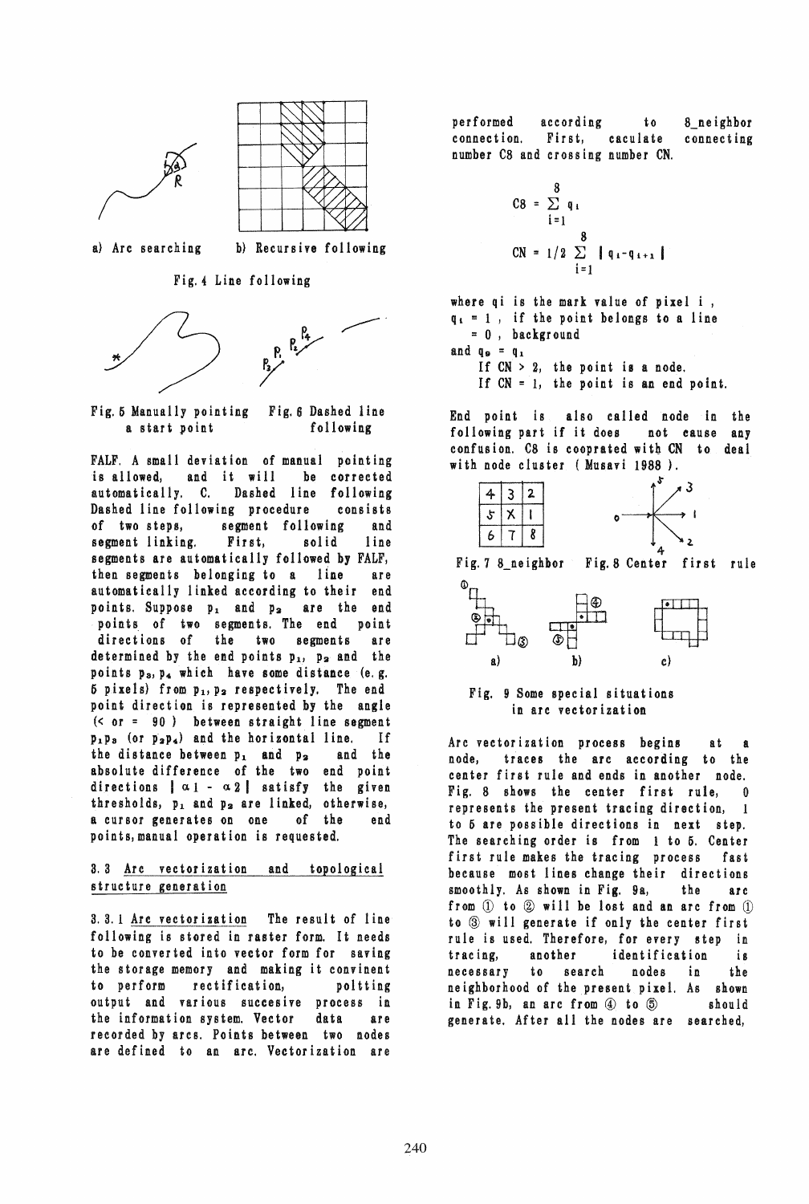a) Arc searching b) Recursive following

Fig. 4 Line following

Fig. 5 Manually pointing a start point

Fig. 6 Dashed line following

FALF. A small deviation of manual pointing is allowed, and it will be corrected automatically. C. Dashed line following Dashed line following procedure consists of two steps, segment following and segment linking. First, solid line segments are automatically followed by FALF, then segments belonging to a line are automatically linked according to their end points. Suppose $p_1$ and $p_2$ are the end points of two segments. The end point directions of the two segments are determined by the end points $p_1$, $p_2$ and the points $p_3$, $p_4$ which have some distance (e.g. 5 pixels) from $p_1$, $p_2$ respectively. The end point direction is represented by the angle (< or = 90 ) between straight line segment $p_1p_3$ (or $p_2p_4$) and the horizontal line. If the distance between $p_1$ and $p_2$ and the absolute difference of the two end point directions $|\alpha 1 - \alpha 2|$ satisfy the given thresholds, $p_1$ and $p_2$ are linked, otherwise, a cursor generates on one of the end points, manual operation is requested.

### 3.3 Arc vectorization and topological structure generation

3.3.1 Arc vectorization The result of line following is stored in raster form. It needs to be converted into vector form for saving the storage memory and making it convinent to perform rectification, poltting output and various succesive process in the information system. Vector data are recorded by arcs. Points between two nodes are defined to an arc. Vectorization are performed according to 8_neighbor connection. First, caculate connecting number C8 and crossing number CN.

$$C8 = \sum_{i=1}^{8} q_i$$

$$CN = 1/2 \sum_{i=1}^{8} |q_i - q_{i+1}|$$

where qi is the mark value of pixel i ,
$q_i = 1$ , if the point belongs to a line
$= 0$ , background
and $q_9 = q_1$
If CN > 2, the point is a node.
If CN = 1, the point is an end point.

End point is also called node in the following part if it does not cause any confusion. C8 is coorprated with CN to deal with node cluster ( Musavi 1988 ).

| 4 | 3 | 2 |
|---|---|---|
| 5 | X | 1 |
| 6 | 7 | 8 |

Fig. 7 8_neighbor

Fig. 8 Center first rule

Fig. 9 Some special situations in arc vectorization

Arc vectorization process begins at a node, traces the arc according to the center first rule and ends in another node. Fig. 8 shows the center first rule, 0 represents the present tracing direction, 1 to 5 are possible directions in next step. The searching order is from 1 to 5. Center first rule makes the tracing process fast because most lines change their directions smoothly. As shown in Fig. 9a, the arc from ① to ② will be lost and an arc from ① to ③ will generate if only the center first rule is used. Therefore, for every step in tracing, another identification is necessary to search nodes in the neighborhood of the present pixel. As shown in Fig. 9b, an arc from ④ to ⑤ should generate. After all the nodes are searched,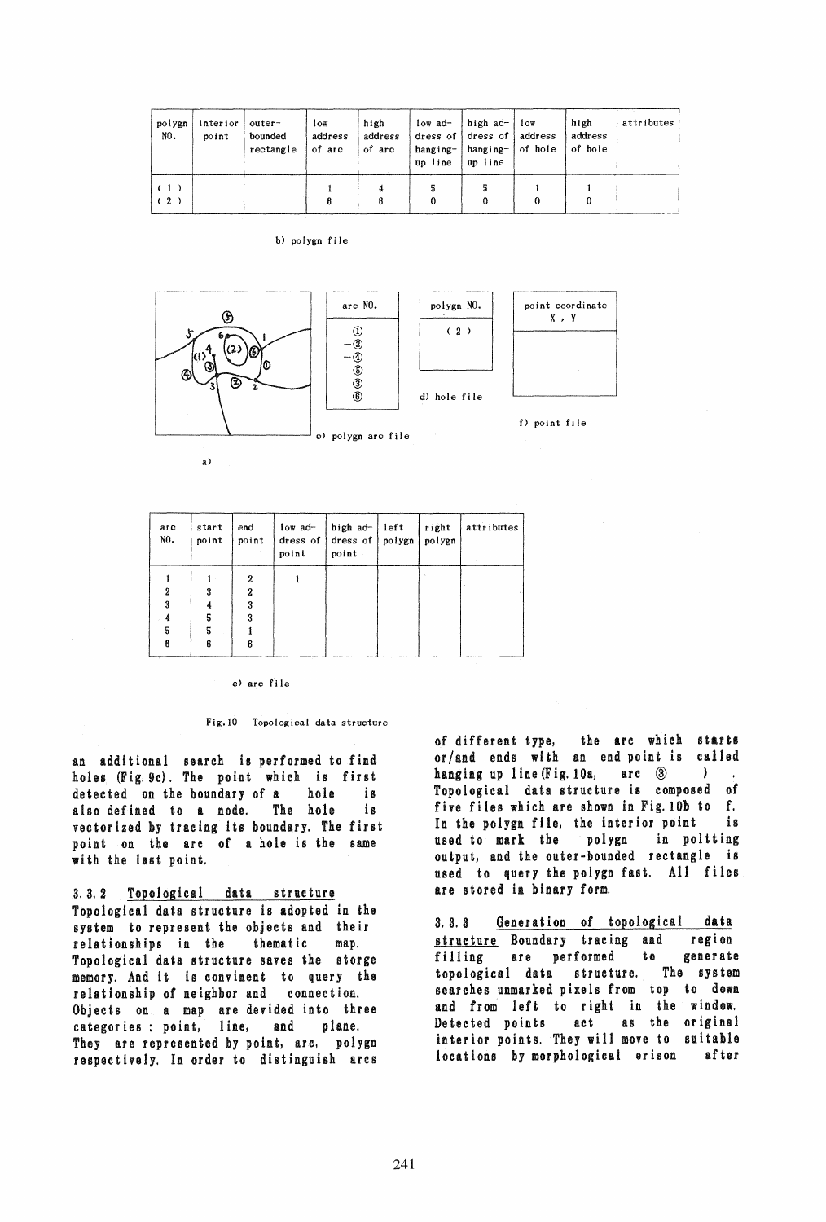| polygn NO. | interior point | outer-bounded rectangle | low address of arc | high address of arc | low address of hanging-up line | high address of hanging-up line | low address of hole | high address of hole | attributes |
|---|---|---|---|---|---|---|---|---|---|
| (1) | | | 1 | 4 | 5 | 5 | 1 | 1 | |
| (2) | | | 6 | 6 | 0 | 0 | 0 | 0 | |

b) polygn file

a)

| arc NO. |
|---|
| ① |
| -② |
| -④ |
| ⑤ |
| ③ |
| ⑥ |

c) polygn arc file

| polygn NO. |
|---|
| (2) |

d) hole file

| point coordinate X, Y |
|---|
| |

f) point file

| arc NO. | start point | end point | low address of point | high address of point | left polygn | right polygn | attributes |
|---|---|---|---|---|---|---|---|
| 1 | 1 | 2 | 1 | | | | |
| 2 | 3 | 2 | | | | | |
| 3 | 4 | 3 | | | | | |
| 4 | 5 | 3 | | | | | |
| 5 | 5 | 1 | | | | | |
| 6 | 6 | 6 | | | | | |

e) arc file

Fig.10 Topological data structure

an additional search is performed to find holes (Fig.9c). The point which is first detected on the boundary of a hole is also defined to a node. The hole is vectorized by tracing its boundary. The first point on the arc of a hole is the same with the last point.

### 3.3.2 Topological data structure

Topological data structure is adopted in the system to represent the objects and their relationships in the thematic map. Topological data structure saves the storge memory. And it is convinent to query the relationship of neighbor and connection. Objects on a map are devided into three categories : point, line, and plane. They are represented by point, arc, polygn respectively. In order to distinguish arcs of different type, the arc which starts or/and ends with an end point is called hanging up line (Fig.10a, arc ③). Topological data structure is composed of five files which are shown in Fig.10b to f. In the polygn file, the interior point is used to mark the polygn in polting output, and the outer-bounded rectangle is used to query the polygn fast. All files are stored in binary form.

### 3.3.3 Generation of topological data structure

Boundary tracing and region filling are performed to generate topological data structure. The system searches unmarked pixels from top to down and from left to right in the window. Detected points act as the original interior points. They will move to suitable locations by morphological erison after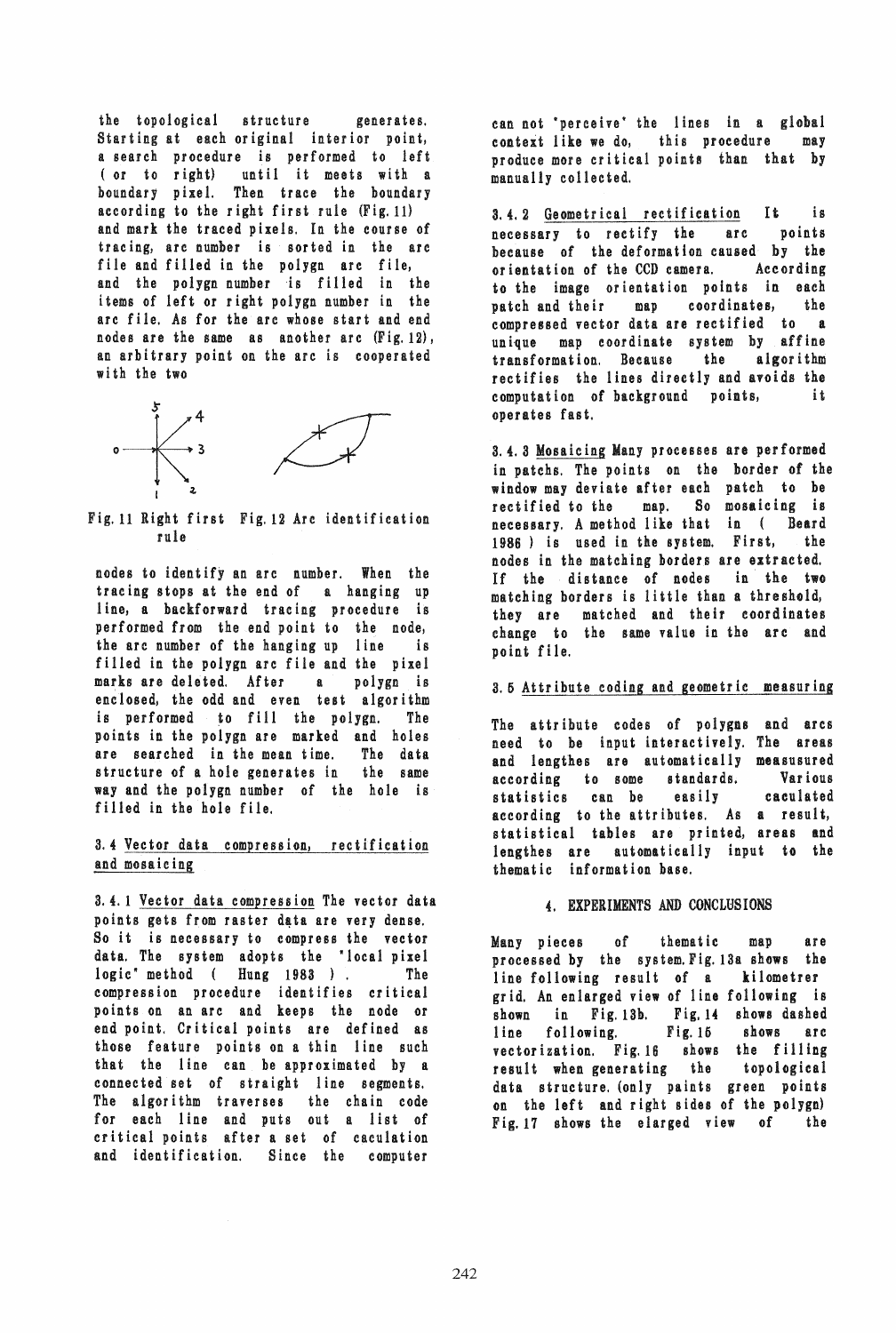the topological structure generates. Starting at each original interior point, a search procedure is performed to left ( or to right) until it meets with a boundary pixel. Then trace the boundary according to the right first rule (Fig.11) and mark the traced pixels. In the course of tracing, arc number is sorted in the arc file and filled in the polygn arc file, and the polygn number is filled in the items of left or right polygn number in the arc file. As for the arc whose start and end nodes are the same as another arc (Fig.12), an arbitrary point on the arc is cooperated with the two

Fig.11 Right first rule

Fig.12 Arc identification

nodes to identify an arc number. When the tracing stops at the end of a hanging up line, a backforward tracing procedure is performed from the end point to the node, the arc number of the hanging up line is filled in the polygn arc file and the pixel marks are deleted. After a polygn is enclosed, the odd and even test algorithm is performed to fill the polygn. The points in the polygn are marked and holes are searched in the mean time. The data structure of a hole generates in the same way and the polygn number of the hole is filled in the hole file.

### 3.4 Vector data compression, rectification and mosaicing

3.4.1 Vector data compression The vector data points gets from raster data are very dense. So it is necessary to compress the vector data. The system adopts the "local pixel logic" method ( Hung 1983 ) . The compression procedure identifies critical points on an arc and keeps the node or end point. Critical points are defined as those feature points on a thin line such that the line can be approximated by a connected set of straight line segments. The algorithm traverses the chain code for each line and puts out a list of critical points after a set of caculation and identification. Since the computer can not "perceive" the lines in a global context like we do, this procedure may produce more critical points than that by manually collected.

3.4.2 Geometrical rectification It is necessary to rectify the arc points because of the deformation caused by the orientation of the CCD camera. According to the image orientation points in each patch and their map coordinates, the compressed vector data are rectified to a unique map coordinate system by affine transformation. Because the algorithm rectifies the lines directly and avoids the computation of background points, it operates fast.

3.4.3 Mosaicing Many processes are performed in patchs. The points on the border of the window may deviate after each patch to be rectified to the map. So mosaicing is necessary. A method like that in ( Beard 1986 ) is used in the system. First, the nodes in the matching borders are extracted. If the distance of nodes in the two matching borders is little than a threshold, they are matched and their coordinates change to the same value in the arc and point file.

### 3.5 Attribute coding and geometric measuring

The attribute codes of polygns and arcs need to be input interactively. The areas and lengthes are automatically measusured according to some standards. Various statistics can be easily caculated according to the attributes. As a result, statistical tables are printed, areas and lengthes are automatically input to the thematic information base.

## 4. EXPERIMENTS AND CONCLUSIONS

Many pieces of thematic map are processed by the system. Fig.13a shows the line following result of a kilometrer grid. An enlarged view of line following is shown in Fig.13b. Fig.14 shows dashed line following. Fig.15 shows arc vectorization. Fig.16 shows the filling result when generating the topological data structure. (only paints green points on the left and right sides of the polygn) Fig.17 shows the elarged view of the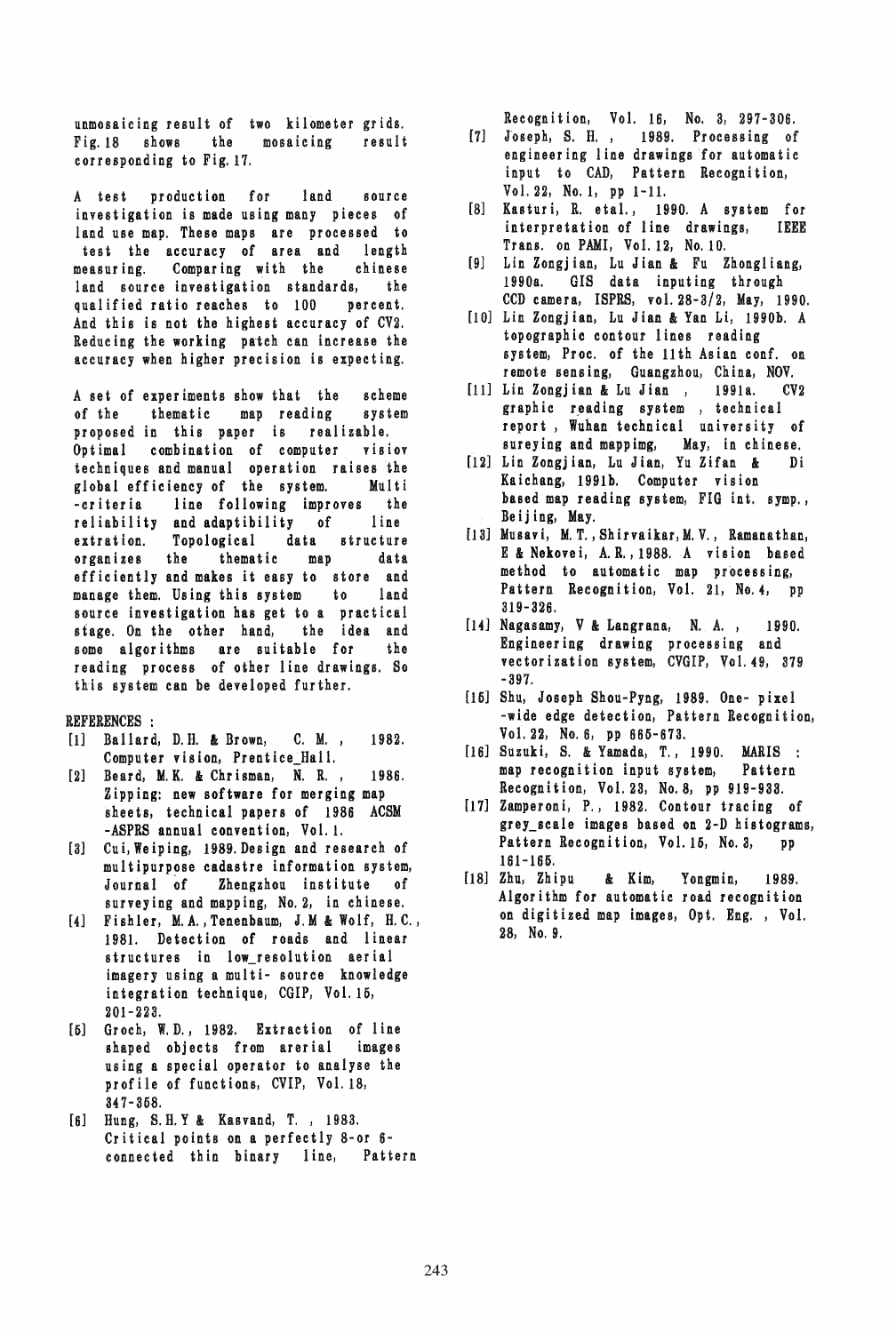unmosaicing result of two kilometer grids. Fig.18 shows the mosaicing result corresponding to Fig.17.

A test production for land source investigation is made using many pieces of land use map. These maps are processed to test the accuracy of area and length measuring. Comparing with the chinese land source investigation standards, the qualified ratio reaches to 100 percent. And this is not the highest accuracy of CV2. Reducing the working patch can increase the accuracy when higher precision is expecting.

A set of experiments show that the scheme of the thematic map reading system proposed in this paper is realizable. Optimal combination of computer visiov techniques and manual operation raises the global efficiency of the system. Multi-criteria line following improves the reliability and adaptibility of line extration. Topological data structure organizes the thematic map data efficiently and makes it easy to store and manage them. Using this system to land source investigation has get to a practical stage. On the other hand, the idea and some algorithms are suitable for the reading process of other line drawings. So this system can be developed further.

REFERENCES :

[1] Ballard, D.H. & Brown, C. M. , 1982. Computer vision, Prentice_Hall.

[2] Beard, M.K. & Chrisman, N. R. , 1986. Zipping: new software for merging map sheets, technical papers of 1986 ACSM-ASPRS annual convention, Vol.1.

[3] Cui,Weiping, 1989. Design and research of multipurpose cadastre information system, Journal of Zhengzhou institute of surveying and mapping, No.2, in chinese.

[4] Fishler, M.A., Tenenbaum, J.M & Wolf, H.C., 1981. Detection of roads and linear structures in low_resolution aerial imagery using a multi- source knowledge integration technique, CGIP, Vol.15, 201-223.

[5] Groch, W.D., 1982. Extraction of line shaped objects from arerial images using a special operator to analyse the profile of functions, CVIP, Vol.18, 347-358.

[6] Hung, S.H.Y & Kasvand, T. , 1983. Critical points on a perfectly 8-or 6-connected thin binary line, Pattern Recognition, Vol. 16, No. 3, 297-306.

[7] Joseph, S. H. , 1989. Processing of engineering line drawings for automatic input to CAD, Pattern Recognition, Vol.22, No.1, pp 1-11.

[8] Kasturi, R. etal., 1990. A system for interpretation of line drawings, IEEE Trans. on PAMI, Vol.12, No.10.

[9] Lin Zongjian, Lu Jian & Fu Zhongliang, 1990a. GIS data inputing through CCD camera, ISPRS, vol.28-3/2, May, 1990.

[10] Lin Zongjian, Lu Jian & Yan Li, 1990b. A topographic contour lines reading system, Proc. of the 11th Asian conf. on remote sensing, Guangzhou, China, NOV.

[11] Lin Zongjian & Lu Jian , 1991a. CV2 graphic reading system , technical report , Wuhan technical university of sureying and mappimg, May, in chinese.

[12] Lin Zongjian, Lu Jian, Yu Zifan & Di Kaichang, 1991b. Computer vision based map reading system, FIG int. symp., Beijing, May.

[13] Musavi, M.T., Shirvaikar, M.V., Ramanathan, E & Nekovei, A.R., 1988. A vision based method to automatic map processing, Pattern Recognition, Vol. 21, No.4, pp 319-326.

[14] Nagasamy, V & Langrana, N. A. , 1990. Engineering drawing processing and vectorization system, CVGIP, Vol.49, 379-397.

[15] Shu, Joseph Shou-Pyng, 1989. One- pixel -wide edge detection, Pattern Recognition, Vol.22, No.6, pp 665-673.

[16] Suzuki, S. & Yamada, T., 1990. MARIS : map recognition input system, Pattern Recognition, Vol.23, No.8, pp 919-933.

[17] Zamperoni, P., 1982. Contour tracing of grey_scale images based on 2-D histograms, Pattern Recognition, Vol.15, No.3, pp 161-165.

[18] Zhu, Zhipu & Kim, Yongmin, 1989. Algorithm for automatic road recognition on digitized map images, Opt. Eng. , Vol. 28, No.9.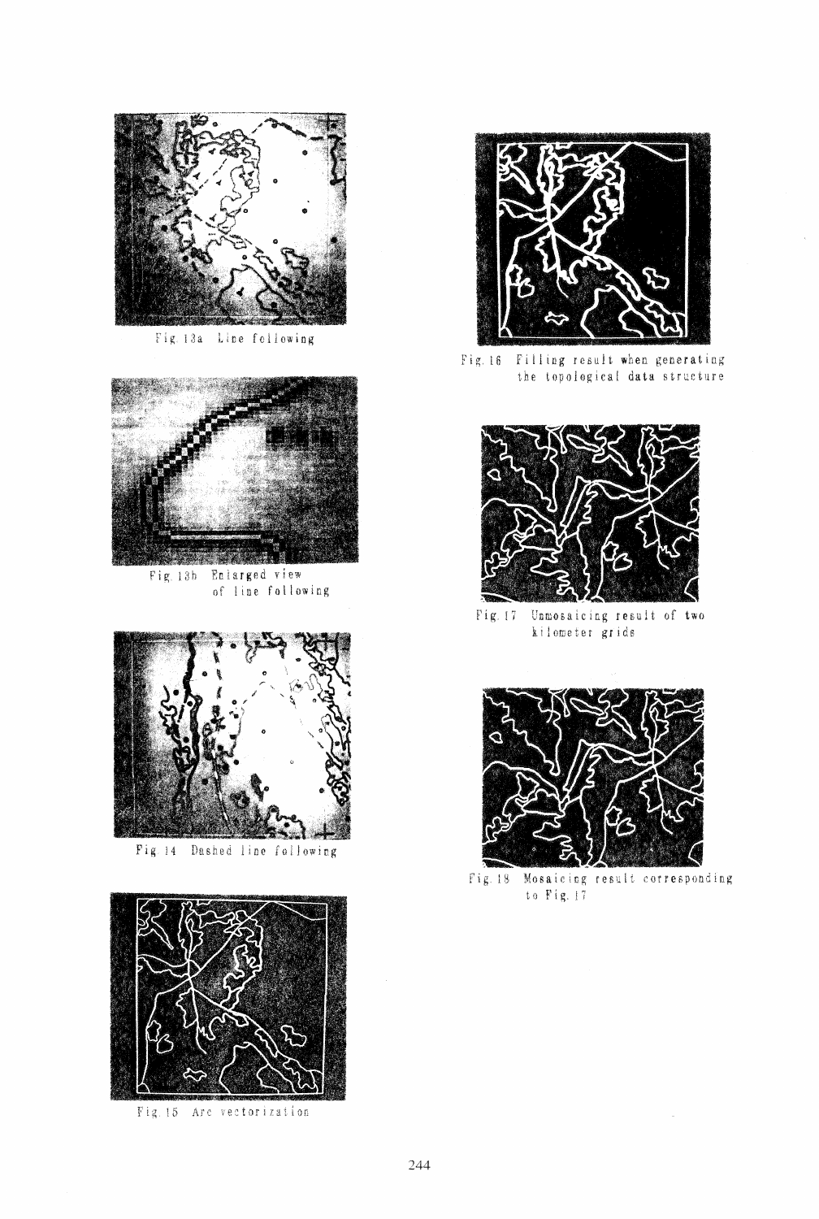Fig.13a Line following

Fig.13b Enlarged view of line following

Fig.14 Dashed line following

Fig.15 Arc vectorization

Fig.16 Filling result when generating the topological data structure

Fig.17 Unmosaicing result of two kilometer grids

Fig.18 Mosaicing result corresponding to Fig.17